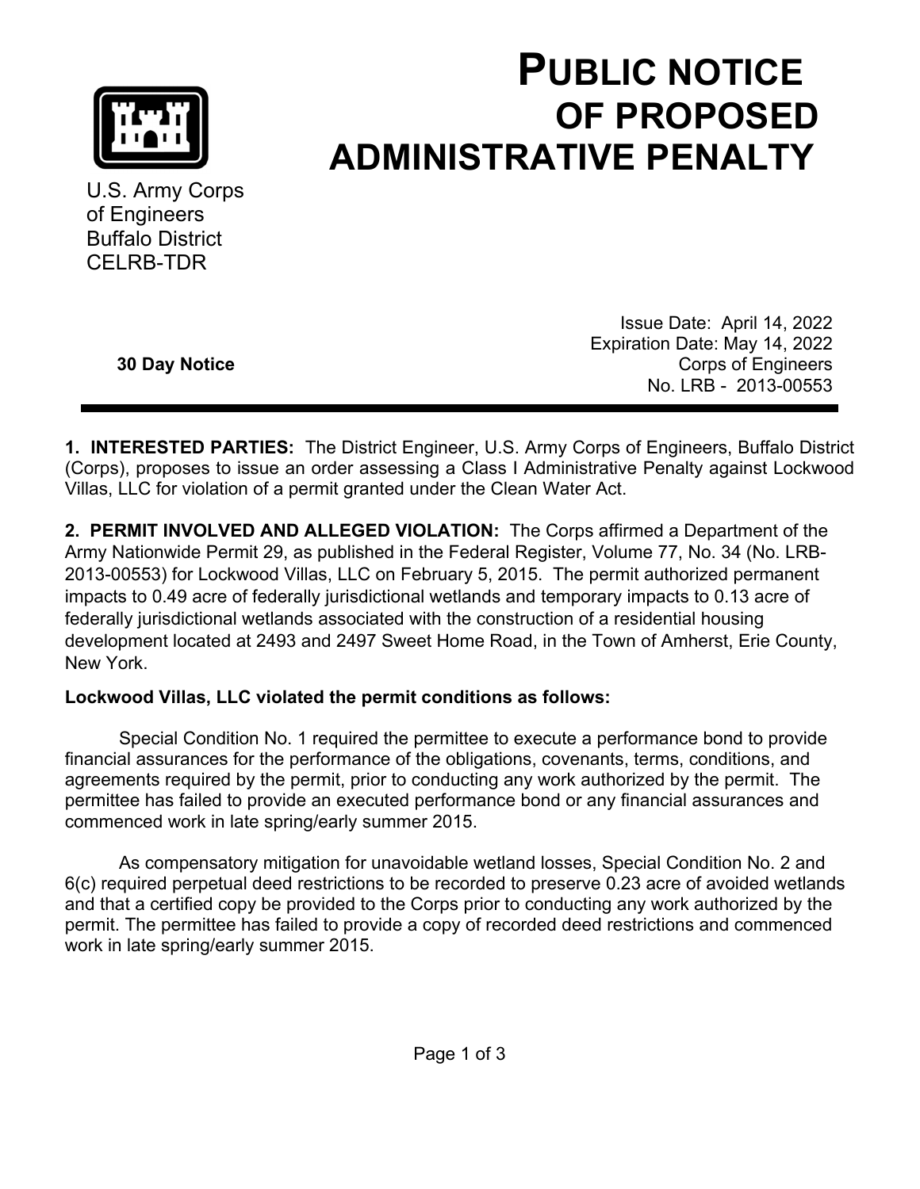# PUBLIC NOTICE OF PROPOSED ADMINISTRATIVE PENALTY

U.S. Army Corps of Engineers
Buffalo District
CELRB-TDR

**30 Day Notice**

Issue Date: April 14, 2022
Expiration Date: May 14, 2022
Corps of Engineers
No. LRB - 2013-00553

---

**1. INTERESTED PARTIES:** The District Engineer, U.S. Army Corps of Engineers, Buffalo District (Corps), proposes to issue an order assessing a Class I Administrative Penalty against Lockwood Villas, LLC for violation of a permit granted under the Clean Water Act.

**2. PERMIT INVOLVED AND ALLEGED VIOLATION:** The Corps affirmed a Department of the Army Nationwide Permit 29, as published in the Federal Register, Volume 77, No. 34 (No. LRB-2013-00553) for Lockwood Villas, LLC on February 5, 2015. The permit authorized permanent impacts to 0.49 acre of federally jurisdictional wetlands and temporary impacts to 0.13 acre of federally jurisdictional wetlands associated with the construction of a residential housing development located at 2493 and 2497 Sweet Home Road, in the Town of Amherst, Erie County, New York.

**Lockwood Villas, LLC violated the permit conditions as follows:**

Special Condition No. 1 required the permittee to execute a performance bond to provide financial assurances for the performance of the obligations, covenants, terms, conditions, and agreements required by the permit, prior to conducting any work authorized by the permit. The permittee has failed to provide an executed performance bond or any financial assurances and commenced work in late spring/early summer 2015.

As compensatory mitigation for unavoidable wetland losses, Special Condition No. 2 and 6(c) required perpetual deed restrictions to be recorded to preserve 0.23 acre of avoided wetlands and that a certified copy be provided to the Corps prior to conducting any work authorized by the permit. The permittee has failed to provide a copy of recorded deed restrictions and commenced work in late spring/early summer 2015.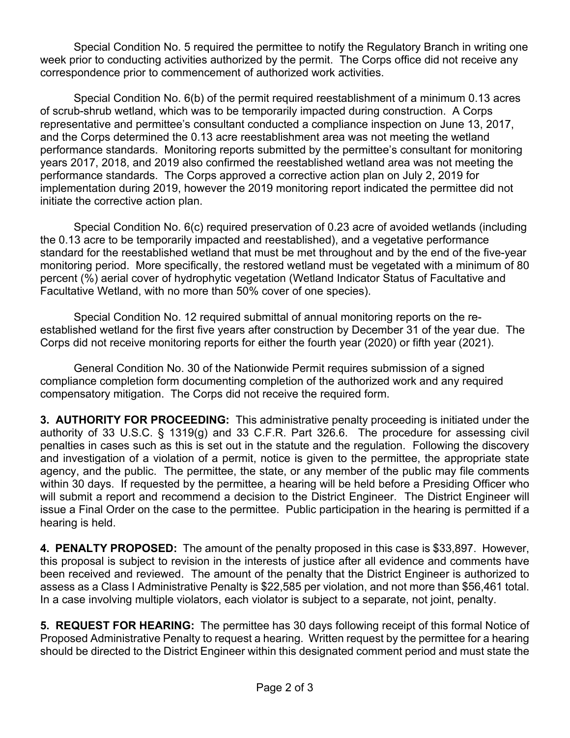Special Condition No. 5 required the permittee to notify the Regulatory Branch in writing one week prior to conducting activities authorized by the permit. The Corps office did not receive any correspondence prior to commencement of authorized work activities.

Special Condition No. 6(b) of the permit required reestablishment of a minimum 0.13 acres of scrub-shrub wetland, which was to be temporarily impacted during construction. A Corps representative and permittee's consultant conducted a compliance inspection on June 13, 2017, and the Corps determined the 0.13 acre reestablishment area was not meeting the wetland performance standards. Monitoring reports submitted by the permittee's consultant for monitoring years 2017, 2018, and 2019 also confirmed the reestablished wetland area was not meeting the performance standards. The Corps approved a corrective action plan on July 2, 2019 for implementation during 2019, however the 2019 monitoring report indicated the permittee did not initiate the corrective action plan.

Special Condition No. 6(c) required preservation of 0.23 acre of avoided wetlands (including the 0.13 acre to be temporarily impacted and reestablished), and a vegetative performance standard for the reestablished wetland that must be met throughout and by the end of the five-year monitoring period. More specifically, the restored wetland must be vegetated with a minimum of 80 percent (%) aerial cover of hydrophytic vegetation (Wetland Indicator Status of Facultative and Facultative Wetland, with no more than 50% cover of one species).

Special Condition No. 12 required submittal of annual monitoring reports on the re-established wetland for the first five years after construction by December 31 of the year due. The Corps did not receive monitoring reports for either the fourth year (2020) or fifth year (2021).

General Condition No. 30 of the Nationwide Permit requires submission of a signed compliance completion form documenting completion of the authorized work and any required compensatory mitigation. The Corps did not receive the required form.

**3. AUTHORITY FOR PROCEEDING:** This administrative penalty proceeding is initiated under the authority of 33 U.S.C. § 1319(g) and 33 C.F.R. Part 326.6. The procedure for assessing civil penalties in cases such as this is set out in the statute and the regulation. Following the discovery and investigation of a violation of a permit, notice is given to the permittee, the appropriate state agency, and the public. The permittee, the state, or any member of the public may file comments within 30 days. If requested by the permittee, a hearing will be held before a Presiding Officer who will submit a report and recommend a decision to the District Engineer. The District Engineer will issue a Final Order on the case to the permittee. Public participation in the hearing is permitted if a hearing is held.

**4. PENALTY PROPOSED:** The amount of the penalty proposed in this case is $33,897. However, this proposal is subject to revision in the interests of justice after all evidence and comments have been received and reviewed. The amount of the penalty that the District Engineer is authorized to assess as a Class I Administrative Penalty is $22,585 per violation, and not more than $56,461 total. In a case involving multiple violators, each violator is subject to a separate, not joint, penalty.

**5. REQUEST FOR HEARING:** The permittee has 30 days following receipt of this formal Notice of Proposed Administrative Penalty to request a hearing. Written request by the permittee for a hearing should be directed to the District Engineer within this designated comment period and must state the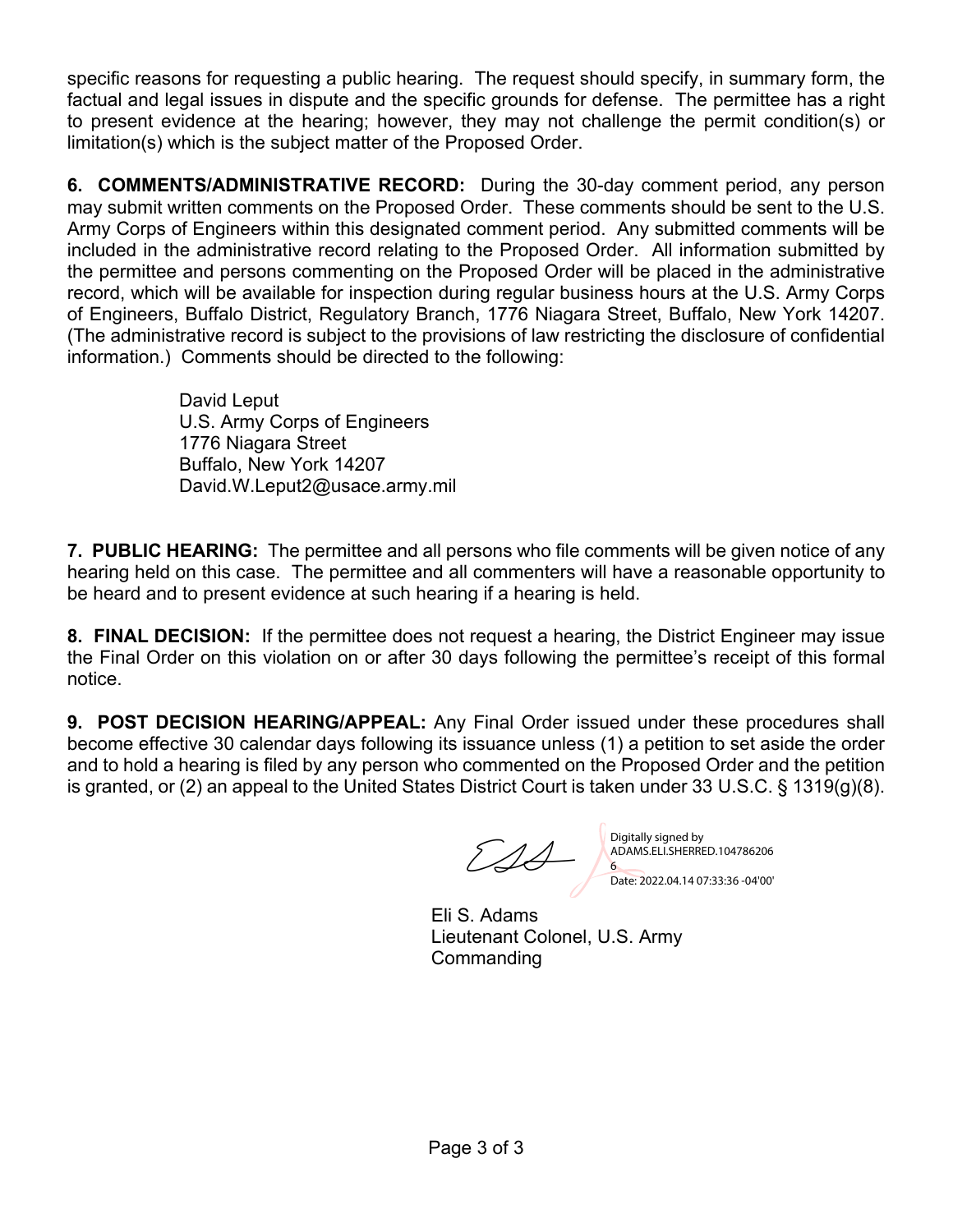specific reasons for requesting a public hearing. The request should specify, in summary form, the factual and legal issues in dispute and the specific grounds for defense. The permittee has a right to present evidence at the hearing; however, they may not challenge the permit condition(s) or limitation(s) which is the subject matter of the Proposed Order.

**6. COMMENTS/ADMINISTRATIVE RECORD:** During the 30-day comment period, any person may submit written comments on the Proposed Order. These comments should be sent to the U.S. Army Corps of Engineers within this designated comment period. Any submitted comments will be included in the administrative record relating to the Proposed Order. All information submitted by the permittee and persons commenting on the Proposed Order will be placed in the administrative record, which will be available for inspection during regular business hours at the U.S. Army Corps of Engineers, Buffalo District, Regulatory Branch, 1776 Niagara Street, Buffalo, New York 14207. (The administrative record is subject to the provisions of law restricting the disclosure of confidential information.) Comments should be directed to the following:

David Leput
U.S. Army Corps of Engineers
1776 Niagara Street
Buffalo, New York 14207
David.W.Leput2@usace.army.mil

**7. PUBLIC HEARING:** The permittee and all persons who file comments will be given notice of any hearing held on this case. The permittee and all commenters will have a reasonable opportunity to be heard and to present evidence at such hearing if a hearing is held.

**8. FINAL DECISION:** If the permittee does not request a hearing, the District Engineer may issue the Final Order on this violation on or after 30 days following the permittee's receipt of this formal notice.

**9. POST DECISION HEARING/APPEAL:** Any Final Order issued under these procedures shall become effective 30 calendar days following its issuance unless (1) a petition to set aside the order and to hold a hearing is filed by any person who commented on the Proposed Order and the petition is granted, or (2) an appeal to the United States District Court is taken under 33 U.S.C. § 1319(g)(8).

Digitally signed by ADAMS.ELI.SHERRED.1047862066
Date: 2022.04.14 07:33:36 -04'00'

Eli S. Adams
Lieutenant Colonel, U.S. Army
Commanding